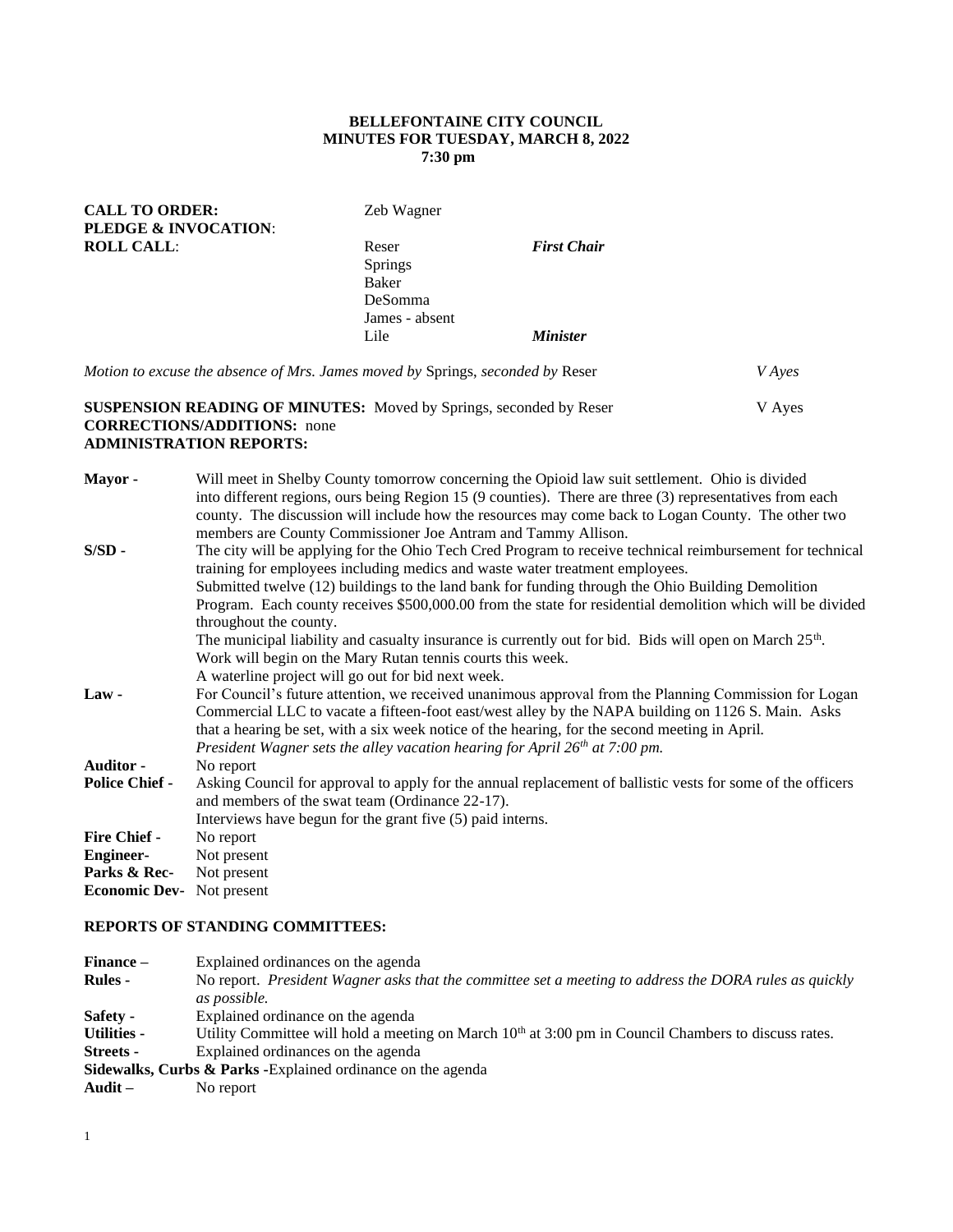**BELLEFONTAINE CITY COUNCIL**
**MINUTES FOR TUESDAY, MARCH 8, 2022**
**7:30 pm**

| | | |
|---|---|---|
| **CALL TO ORDER:** | Zeb Wagner | |
| **PLEDGE & INVOCATION**: | | |
| **ROLL CALL**: | Reser | ***First Chair*** |
| | Springs | |
| | Baker | |
| | DeSomma | |
| | James - absent | |
| | Lile | ***Minister*** |

*Motion to excuse the absence of Mrs. James moved by* Springs, *seconded by* Reser — *V Ayes*

**SUSPENSION READING OF MINUTES:** Moved by Springs, seconded by Reser — V Ayes
**CORRECTIONS/ADDITIONS:** none
**ADMINISTRATION REPORTS:**

**Mayor -** Will meet in Shelby County tomorrow concerning the Opioid law suit settlement. Ohio is divided into different regions, ours being Region 15 (9 counties). There are three (3) representatives from each county. The discussion will include how the resources may come back to Logan County. The other two members are County Commissioner Joe Antram and Tammy Allison.

**S/SD -** The city will be applying for the Ohio Tech Cred Program to receive technical reimbursement for technical training for employees including medics and waste water treatment employees.
Submitted twelve (12) buildings to the land bank for funding through the Ohio Building Demolition Program. Each county receives $500,000.00 from the state for residential demolition which will be divided throughout the county.
The municipal liability and casualty insurance is currently out for bid. Bids will open on March 25th.
Work will begin on the Mary Rutan tennis courts this week.
A waterline project will go out for bid next week.

**Law -** For Council's future attention, we received unanimous approval from the Planning Commission for Logan Commercial LLC to vacate a fifteen-foot east/west alley by the NAPA building on 1126 S. Main. Asks that a hearing be set, with a six week notice of the hearing, for the second meeting in April.
*President Wagner sets the alley vacation hearing for April 26th at 7:00 pm.*

**Auditor -** No report

**Police Chief -** Asking Council for approval to apply for the annual replacement of ballistic vests for some of the officers and members of the swat team (Ordinance 22-17).
Interviews have begun for the grant five (5) paid interns.

**Fire Chief -** No report

**Engineer-** Not present

**Parks & Rec-** Not present

**Economic Dev-** Not present

**REPORTS OF STANDING COMMITTEES:**

**Finance –** Explained ordinances on the agenda

**Rules -** No report. *President Wagner asks that the committee set a meeting to address the DORA rules as quickly as possible.*

**Safety -** Explained ordinance on the agenda

**Utilities -** Utility Committee will hold a meeting on March 10th at 3:00 pm in Council Chambers to discuss rates.

**Streets -** Explained ordinances on the agenda

**Sidewalks, Curbs & Parks** -Explained ordinance on the agenda

**Audit –** No report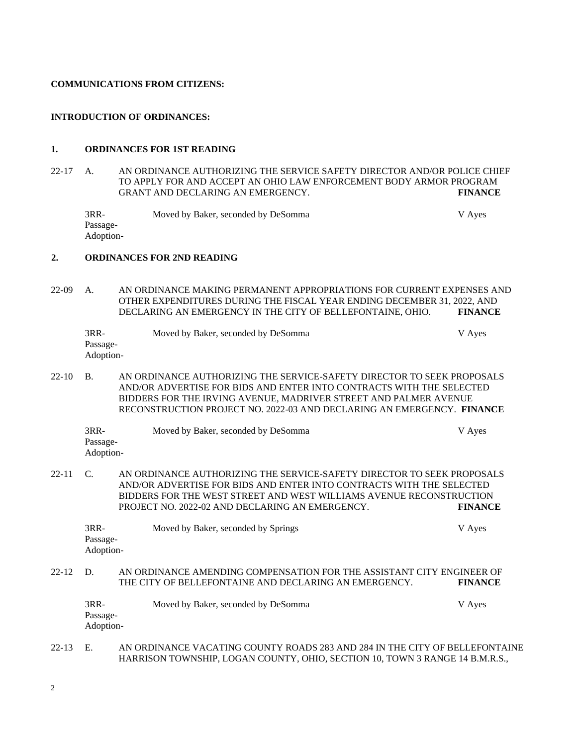**COMMUNICATIONS FROM CITIZENS:**

**INTRODUCTION OF ORDINANCES:**

**1. ORDINANCES FOR 1ST READING**

22-17 A. AN ORDINANCE AUTHORIZING THE SERVICE SAFETY DIRECTOR AND/OR POLICE CHIEF TO APPLY FOR AND ACCEPT AN OHIO LAW ENFORCEMENT BODY ARMOR PROGRAM GRANT AND DECLARING AN EMERGENCY. **FINANCE**

3RR- Moved by Baker, seconded by DeSomma V Ayes
Passage-
Adoption-

**2. ORDINANCES FOR 2ND READING**

22-09 A. AN ORDINANCE MAKING PERMANENT APPROPRIATIONS FOR CURRENT EXPENSES AND OTHER EXPENDITURES DURING THE FISCAL YEAR ENDING DECEMBER 31, 2022, AND DECLARING AN EMERGENCY IN THE CITY OF BELLEFONTAINE, OHIO. **FINANCE**

3RR- Moved by Baker, seconded by DeSomma V Ayes
Passage-
Adoption-

22-10 B. AN ORDINANCE AUTHORIZING THE SERVICE-SAFETY DIRECTOR TO SEEK PROPOSALS AND/OR ADVERTISE FOR BIDS AND ENTER INTO CONTRACTS WITH THE SELECTED BIDDERS FOR THE IRVING AVENUE, MADRIVER STREET AND PALMER AVENUE RECONSTRUCTION PROJECT NO. 2022-03 AND DECLARING AN EMERGENCY. **FINANCE**

3RR- Moved by Baker, seconded by DeSomma V Ayes
Passage-
Adoption-

22-11 C. AN ORDINANCE AUTHORIZING THE SERVICE-SAFETY DIRECTOR TO SEEK PROPOSALS AND/OR ADVERTISE FOR BIDS AND ENTER INTO CONTRACTS WITH THE SELECTED BIDDERS FOR THE WEST STREET AND WEST WILLIAMS AVENUE RECONSTRUCTION PROJECT NO. 2022-02 AND DECLARING AN EMERGENCY. **FINANCE**

3RR- Moved by Baker, seconded by Springs V Ayes
Passage-
Adoption-

22-12 D. AN ORDINANCE AMENDING COMPENSATION FOR THE ASSISTANT CITY ENGINEER OF THE CITY OF BELLEFONTAINE AND DECLARING AN EMERGENCY. **FINANCE**

3RR- Moved by Baker, seconded by DeSomma V Ayes
Passage-
Adoption-

22-13 E. AN ORDINANCE VACATING COUNTY ROADS 283 AND 284 IN THE CITY OF BELLEFONTAINE HARRISON TOWNSHIP, LOGAN COUNTY, OHIO, SECTION 10, TOWN 3 RANGE 14 B.M.R.S.,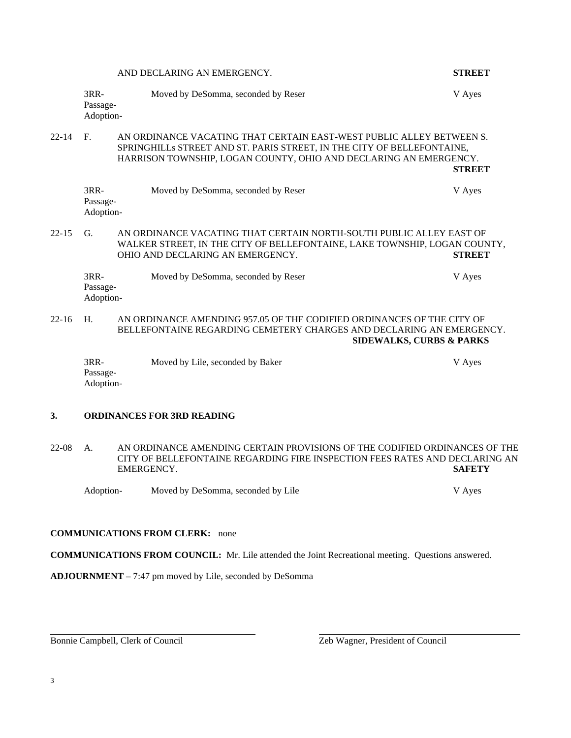AND DECLARING AN EMERGENCY. **STREET**

3RR-
Passage-
Adoption- Moved by DeSomma, seconded by Reser V Ayes

22-14 F. AN ORDINANCE VACATING THAT CERTAIN EAST-WEST PUBLIC ALLEY BETWEEN S. SPRINGHILLs STREET AND ST. PARIS STREET, IN THE CITY OF BELLEFONTAINE, HARRISON TOWNSHIP, LOGAN COUNTY, OHIO AND DECLARING AN EMERGENCY. **STREET**

3RR-
Passage-
Adoption- Moved by DeSomma, seconded by Reser V Ayes

22-15 G. AN ORDINANCE VACATING THAT CERTAIN NORTH-SOUTH PUBLIC ALLEY EAST OF WALKER STREET, IN THE CITY OF BELLEFONTAINE, LAKE TOWNSHIP, LOGAN COUNTY, OHIO AND DECLARING AN EMERGENCY. **STREET**

3RR-
Passage-
Adoption- Moved by DeSomma, seconded by Reser V Ayes

22-16 H. AN ORDINANCE AMENDING 957.05 OF THE CODIFIED ORDINANCES OF THE CITY OF BELLEFONTAINE REGARDING CEMETERY CHARGES AND DECLARING AN EMERGENCY. **SIDEWALKS, CURBS & PARKS**

3RR-
Passage-
Adoption- Moved by Lile, seconded by Baker V Ayes

**3. ORDINANCES FOR 3RD READING**

22-08 A. AN ORDINANCE AMENDING CERTAIN PROVISIONS OF THE CODIFIED ORDINANCES OF THE CITY OF BELLEFONTAINE REGARDING FIRE INSPECTION FEES RATES AND DECLARING AN EMERGENCY. **SAFETY**

Adoption- Moved by DeSomma, seconded by Lile V Ayes

**COMMUNICATIONS FROM CLERK:** none

**COMMUNICATIONS FROM COUNCIL:** Mr. Lile attended the Joint Recreational meeting. Questions answered.

**ADJOURNMENT –** 7:47 pm moved by Lile, seconded by DeSomma

Bonnie Campbell, Clerk of Council

Zeb Wagner, President of Council